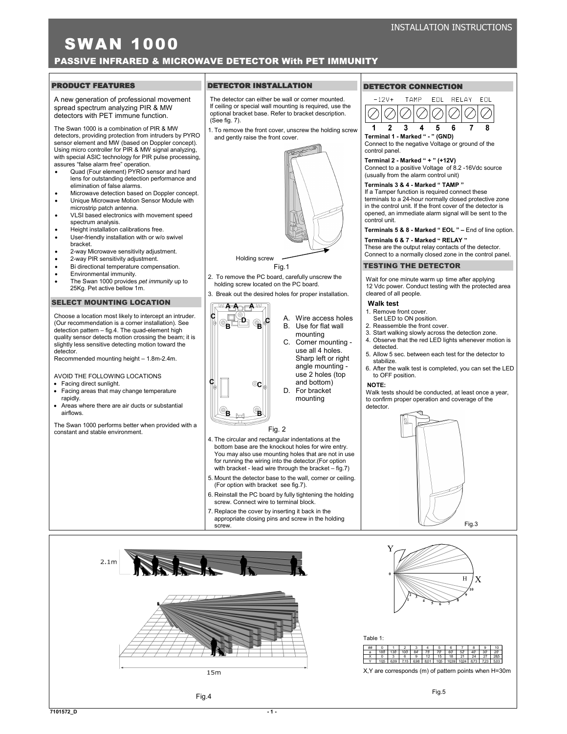INSTALLATION INSTRUCTIONS

# SWAN 1000

## PASSIVE INFRARED & MICROWAVE DETECTOR With PET IMMUNITY

## PRODUCT FEATURES

A new generation of professional movement spread spectrum analyzing PIR & MW detectors with PET immune function.

The Swan 1000 is a combination of PIR & MW detectors, providing protection from intruders by PYRO sensor element and MW (based on Doppler concept). Using micro controller for PIR & MW signal analyzing, with special ASIC technology for PIR pulse processing, assures "false alarm free" operation.

- Quad (Four element) PYRO sensor and hard lens for outstanding detection performance and elimination of false alarms.
- Microwave detection based on Doppler concept.
- Unique Microwave Motion Sensor Module with microstrip patch antenna.
- VLSI based electronics with movement speed spectrum analysis.
- Height installation calibrations free.
- User-friendly installation with or w/o swivel bracket.
- 2-way Microwave sensitivity adjustment.
- 2-way PIR sensitivity adjustment.
- Bi directional temperature compensation.
- Environmental immunity.
- The Swan 1000 provides *pet immunity* up to 25Kg. Pet active bellow 1m.

## SELECT MOUNTING LOCATION

Choose a location most likely to intercept an intruder. (Our recommendation is a corner installation). See detection pattern – fig.4. The quad-element high quality sensor detects motion crossing the beam; it is slightly less sensitive detecting motion toward the detector.
Recommended mounting height – 1.8m-2.4m.

AVOID THE FOLLOWING LOCATIONS

- Facing direct sunlight.
- Facing areas that may change temperature rapidly.
- Areas where there are air ducts or substantial airflows.

The Swan 1000 performs better when provided with a constant and stable environment.

## DETECTOR INSTALLATION

The detector can either be wall or corner mounted. If ceiling or special wall mounting is required, use the optional bracket base. Refer to bracket description. (See fig. 7).

1. To remove the front cover, unscrew the holding screw and gently raise the front cover.

Holding screw

Fig.1

2. To remove the PC board, carefully unscrew the holding screw located on the PC board.
3. Break out the desired holes for proper installation.

A. Wire access holes
B. Use for flat wall mounting
C. Corner mounting - use all 4 holes. Sharp left or right angle mounting - use 2 holes (top and bottom)
D. For bracket mounting

Fig. 2

4. The circular and rectangular indentations at the bottom base are the knockout holes for wire entry. You may also use mounting holes that are not in use for running the wiring into the detector.(For option with bracket - lead wire through the bracket – fig.7)
5. Mount the detector base to the wall, corner or ceiling. (For option with bracket see fig.7).
6. Reinstall the PC board by fully tightening the holding screw. Connect wire to terminal block.
7. Replace the cover by inserting it back in the appropriate closing pins and screw in the holding screw.

## DETECTOR CONNECTION

-12V+ TAMP EOL RELAY EOL
1 2 3 4 5 6 7 8

**Terminal 1 - Marked " - " (GND)**
Connect to the negative Voltage or ground of the control panel.

**Terminal 2 - Marked " + " (+12V)**
Connect to a positive Voltage of 8.2 -16Vdc source (usually from the alarm control unit)

**Terminals 3 & 4 - Marked " TAMP "**
If a Tamper function is required connect these terminals to a 24-hour normally closed protective zone in the control unit. If the front cover of the detector is opened, an immediate alarm signal will be sent to the control unit.

**Terminals 5 & 8 - Marked " EOL " –** End of line option.

**Terminals 6 & 7 - Marked " RELAY "**
These are the output relay contacts of the detector. Connect to a normally closed zone in the control panel.

## TESTING THE DETECTOR

Wait for one minute warm up time after applying 12 Vdc power. Conduct testing with the protected area cleared of all people.

### Walk test

1. Remove front cover.
   Set LED to ON position.
2. Reassemble the front cover.
3. Start walking slowly across the detection zone.
4. Observe that the red LED lights whenever motion is detected.
5. Allow 5 sec. between each test for the detector to stabilize.
6. After the walk test is completed, you can set the LED to OFF position.

**NOTE:**
Walk tests should be conducted, at least once a year, to confirm proper operation and coverage of the detector.

Fig.3

2.1m

15m

Fig.4

Table 1:

| ## | 0 | 1 | 2 | 3 | 4 | 5 | 6 | 7 | 8 | 9 | 10 |
|---|---|---|---|---|---|---|---|---|---|---|---|
| a | 180 | 130 | 100 | 84 | 79 | 70 | 60 | 52 | 40 | 30 | 20 |
| X | 0 | 3 | 6 | 9 | 12 | 15 | 18 | 21 | 24 | 27 | 28,5 |
| Y | 10,5 | 6,09 | 7,15 | 6,98 | 8,01 | 10,5 | 10,39 | 10,24 | 8,73 | 7,23 | 5,03 |

X,Y are corresponds (m) of pattern points when H=30m

Fig.5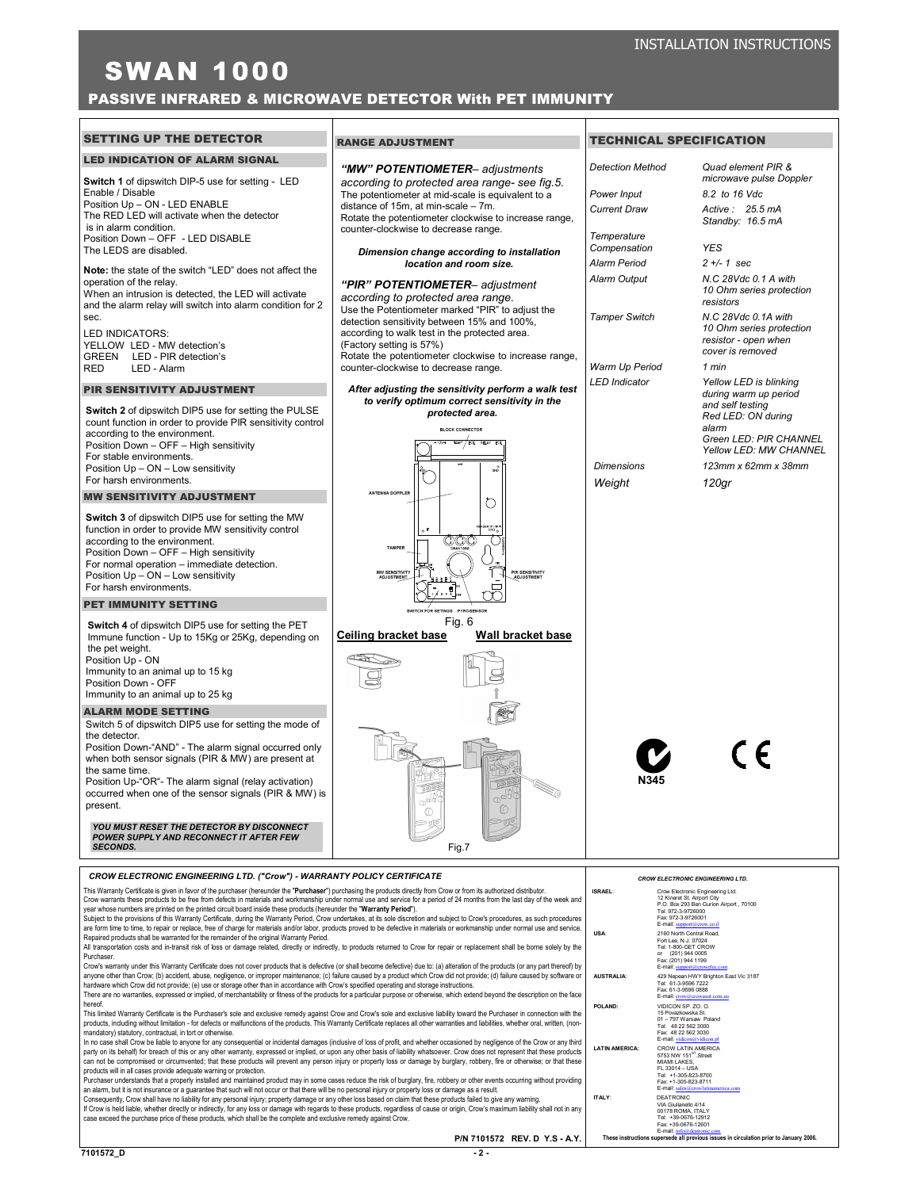# SWAN 1000

## PASSIVE INFRARED & MICROWAVE DETECTOR With PET IMMUNITY

INSTALLATION INSTRUCTIONS

## SETTING UP THE DETECTOR

### LED INDICATION OF ALARM SIGNAL

**Switch 1** of dipswitch DIP-5 use for setting - LED Enable / Disable
Position Up – ON - LED ENABLE
The RED LED will activate when the detector is in alarm condition.
Position Down – OFF - LED DISABLE
The LEDS are disabled.

**Note:** the state of the switch "LED" does not affect the operation of the relay.
When an intrusion is detected, the LED will activate and the alarm relay will switch into alarm condition for 2 sec.

LED INDICATORS:
YELLOW LED - MW detection's
GREEN LED - PIR detection's
RED LED - Alarm

### PIR SENSITIVITY ADJUSTMENT

**Switch 2** of dipswitch DIP5 use for setting the PULSE count function in order to provide PIR sensitivity control according to the environment.
Position Down – OFF – High sensitivity
For stable environments.
Position Up – ON – Low sensitivity
For harsh environments.

### MW SENSITIVITY ADJUSTMENT

**Switch 3** of dipswitch DIP5 use for setting the MW function in order to provide MW sensitivity control according to the environment.
Position Down – OFF – High sensitivity
For normal operation – immediate detection.
Position Up – ON – Low sensitivity
For harsh environments.

### PET IMMUNITY SETTING

**Switch 4** of dipswitch DIP5 use for setting the PET Immune function - Up to 15Kg or 25Kg, depending on the pet weight.
Position Up - ON
Immunity to an animal up to 15 kg
Position Down - OFF
Immunity to an animal up to 25 kg

### ALARM MODE SETTING

Switch 5 of dipswitch DIP5 use for setting the mode of the detector.
Position Down-"AND" - The alarm signal occurred only when both sensor signals (PIR & MW) are present at the same time.
Position Up-"OR"- The alarm signal (relay activation) occurred when one of the sensor signals (PIR & MW) is present.

***YOU MUST RESET THE DETECTOR BY DISCONNECT POWER SUPPLY AND RECONNECT IT AFTER FEW SECONDS.***

## RANGE ADJUSTMENT

***"MW" POTENTIOMETER**– adjustments according to protected area range- see fig.5.*
The potentiometer at mid-scale is equivalent to a distance of 15m, at min-scale – 7m.
Rotate the potentiometer clockwise to increase range, counter-clockwise to decrease range.

***Dimension change according to installation location and room size.***

***"PIR" POTENTIOMETER**– adjustment according to protected area range.*
Use the Potentiometer marked "PIR" to adjust the detection sensitivity between 15% and 100%, according to walk test in the protected area.
(Factory setting is 57%)
Rotate the potentiometer clockwise to increase range, counter-clockwise to decrease range.

***After adjusting the sensitivity perform a walk test to verify optimum correct sensitivity in the protected area.***

BLOCK CONNECTOR
ANTENNA DOPPLER
TAMPER
MW SENSITIVITY ADJUSTMENT
PIR SENSITIVITY ADJUSTMENT
SWITCH FOR SETINGS
PYROSENSOR

Fig. 6

**Ceiling bracket base** **Wall bracket base**

Fig.7

## TECHNICAL SPECIFICATION

| | |
|---|---|
| *Detection Method* | *Quad element PIR & microwave pulse Doppler* |
| *Power Input* | *8.2 to 16 Vdc* |
| *Current Draw* | *Active : 25.5 mA Standby: 16.5 mA* |
| *Temperature Compensation* | *YES* |
| *Alarm Period* | *2 +/- 1 sec* |
| *Alarm Output* | *N.C 28Vdc 0.1 A with 10 Ohm series protection resistors* |
| *Tamper Switch* | *N.C 28Vdc 0.1A with 10 Ohm series protection resistor - open when cover is removed* |
| *Warm Up Period* | *1 min* |
| *LED Indicator* | *Yellow LED is blinking during warm up period and self testing; Red LED: ON during alarm; Green LED: PIR CHANNEL; Yellow LED: MW CHANNEL* |
| *Dimensions* | *123mm x 62mm x 38mm* |
| *Weight* | *120gr* |

N345

---

***CROW ELECTRONIC ENGINEERING LTD. ("Crow") - WARRANTY POLICY CERTIFICATE***

This Warranty Certificate is given in favor of the purchaser (hereunder the "**Purchaser**") purchasing the products directly from Crow or from its authorized distributor.
Crow warrants these products to be free from defects in materials and workmanship under normal use and service for a period of 24 months from the last day of the week and year whose numbers are printed on the printed circuit board inside these products (hereunder the "**Warranty Period**").
Subject to the provisions of this Warranty Certificate, during the Warranty Period, Crow undertakes, at its sole discretion and subject to Crow's procedures, as such procedures are form time to time, to repair or replace, free of charge for materials and/or labor, products proved to be defective in materials or workmanship under normal use and service. Repaired products shall be warranted for the remainder of the original Warranty Period.
All transportation costs and in-transit risk of loss or damage related, directly or indirectly, to products returned to Crow for repair or replacement shall be borne solely by the Purchaser.
Crow's warranty under this Warranty Certificate does not cover products that is defective (or shall become defective) due to: (a) alteration of the products (or any part thereof) by anyone other than Crow; (b) accident, abuse, negligence, or improper maintenance; (c) failure caused by a product which Crow did not provide; (d) failure caused by software or hardware which Crow did not provide; (e) use or storage other than in accordance with Crow's specified operating and storage instructions.
There are no warranties, expressed or implied, of merchantability or fitness of the products for a particular purpose or otherwise, which extend beyond the description on the face hereof.
This limited Warranty Certificate is the Purchaser's sole and exclusive remedy against Crow and Crow's sole and exclusive liability toward the Purchaser in connection with the products, including without limitation - for defects or malfunctions of the products. This Warranty Certificate replaces all other warranties and liabilities, whether oral, written, (non-mandatory) statutory, contractual, in tort or otherwise.
In no case shall Crow be liable to anyone for any consequential or incidental damages (inclusive of loss of profit, and whether occasioned by negligence of the Crow or any third party on its behalf) for breach of this or any other warranty, expressed or implied, or upon any other basis of liability whatsoever. Crow does not represent that these products can not be compromised or circumvented; that these products will prevent any person injury or property loss or damage by burglary, robbery, fire or otherwise; or that these products will in all cases provide adequate warning or protection.
Purchaser understands that a properly installed and maintained product may in some cases reduce the risk of burglary, fire, robbery or other events occurring without providing an alarm, but it is not insurance or a guarantee that such will not occur or that there will be no personal injury or property loss or damage as a result.
Consequently, Crow shall have no liability for any personal injury; property damage or any other loss based on claim that these products failed to give any warning.
If Crow is held liable, whether directly or indirectly, for any loss or damage with regards to these products, regardless of cause or origin, Crow's maximum liability shall not in any case exceed the purchase price of these products, which shall be the complete and exclusive remedy against Crow.

**P/N 7101572 REV. D Y.S - A.Y.**

***CROW ELECTRONIC ENGINEERING LTD.***

| | |
|---|---|
| **ISRAEL**: | Crow Electronic Engineering Ltd. 12 Kinarot St. Airport City P.O. Box 293 Ben Gurion Airport , 70100 Tel: 972-3-9726000 Fax: 972-3-9726001 E-mail: support@crow.co.il |
| **USA**: | 2160 North Central Road, Fort Lee, N.J. 07024 Tel: 1-800-GET CROW or (201) 944 0005 Fax: (201) 944 1199 E-mail: support@crowelec.com |
| **AUSTRALIA**: | 429 Nepean HWY Brighton East Vic 3187 Tel: 61-3-9596 7222 Fax: 61-3-9596 0888 E-mail: crow@crowaust.com.au |
| **POLAND:** | VIDICON SP. ZO. O. 15 Povazkowska St. 01 – 797 Warsaw Poland Tel: 48 22 562 3000 Fax: 48 22 562 3030 E-mail: vidicon@vidicon.pl |
| **LATIN AMERICA:** | CROW LATIN AMERICA 5753 NW 151st Street MIAMI LAKES, FL 33014 – USA Tel: +1-305-823-8700 Fax: +1-305-823-8711 E-mail: sales@crowlatinamerica.com |
| **ITALY**: | DEATRONIC VIA Giulianello 4/14 00178 ROMA, ITALY Tel: +39-0676-12912 Fax: +39-0676-12601 E-mail: info@deatronic.com |

**These instructions supersede all previous issues in circulation prior to January 2006.**

7101572_D